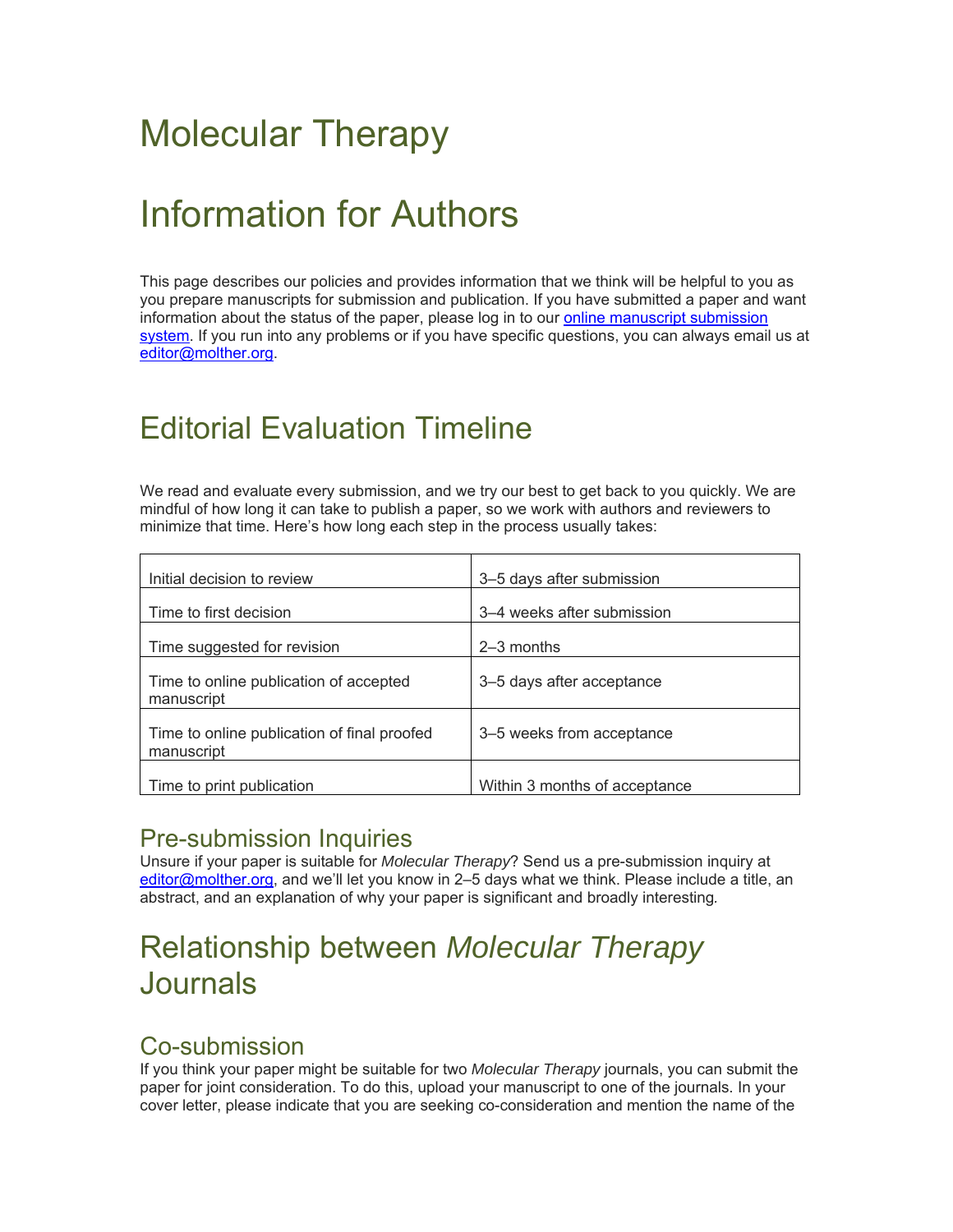# Molecular Therapy

# Information for Authors

This page describes our policies and provides information that we think will be helpful to you as you prepare manuscripts for submission and publication. If you have submitted a paper and want information about the status of the paper, please log in to our [online manuscript submission system](). If you run into any problems or if you have specific questions, you can always email us at [editor@molther.org](mailto:editor@molther.org).

# Editorial Evaluation Timeline

We read and evaluate every submission, and we try our best to get back to you quickly. We are mindful of how long it can take to publish a paper, so we work with authors and reviewers to minimize that time. Here's how long each step in the process usually takes:

| | |
|---|---|
| Initial decision to review | 3–5 days after submission |
| Time to first decision | 3–4 weeks after submission |
| Time suggested for revision | 2–3 months |
| Time to online publication of accepted manuscript | 3–5 days after acceptance |
| Time to online publication of final proofed manuscript | 3–5 weeks from acceptance |
| Time to print publication | Within 3 months of acceptance |

## Pre-submission Inquiries

Unsure if your paper is suitable for *Molecular Therapy*? Send us a pre-submission inquiry at [editor@molther.org](mailto:editor@molther.org), and we'll let you know in 2–5 days what we think. Please include a title, an abstract, and an explanation of why your paper is significant and broadly interesting.

# Relationship between *Molecular Therapy* Journals

## Co-submission

If you think your paper might be suitable for two *Molecular Therapy* journals, you can submit the paper for joint consideration. To do this, upload your manuscript to one of the journals. In your cover letter, please indicate that you are seeking co-consideration and mention the name of the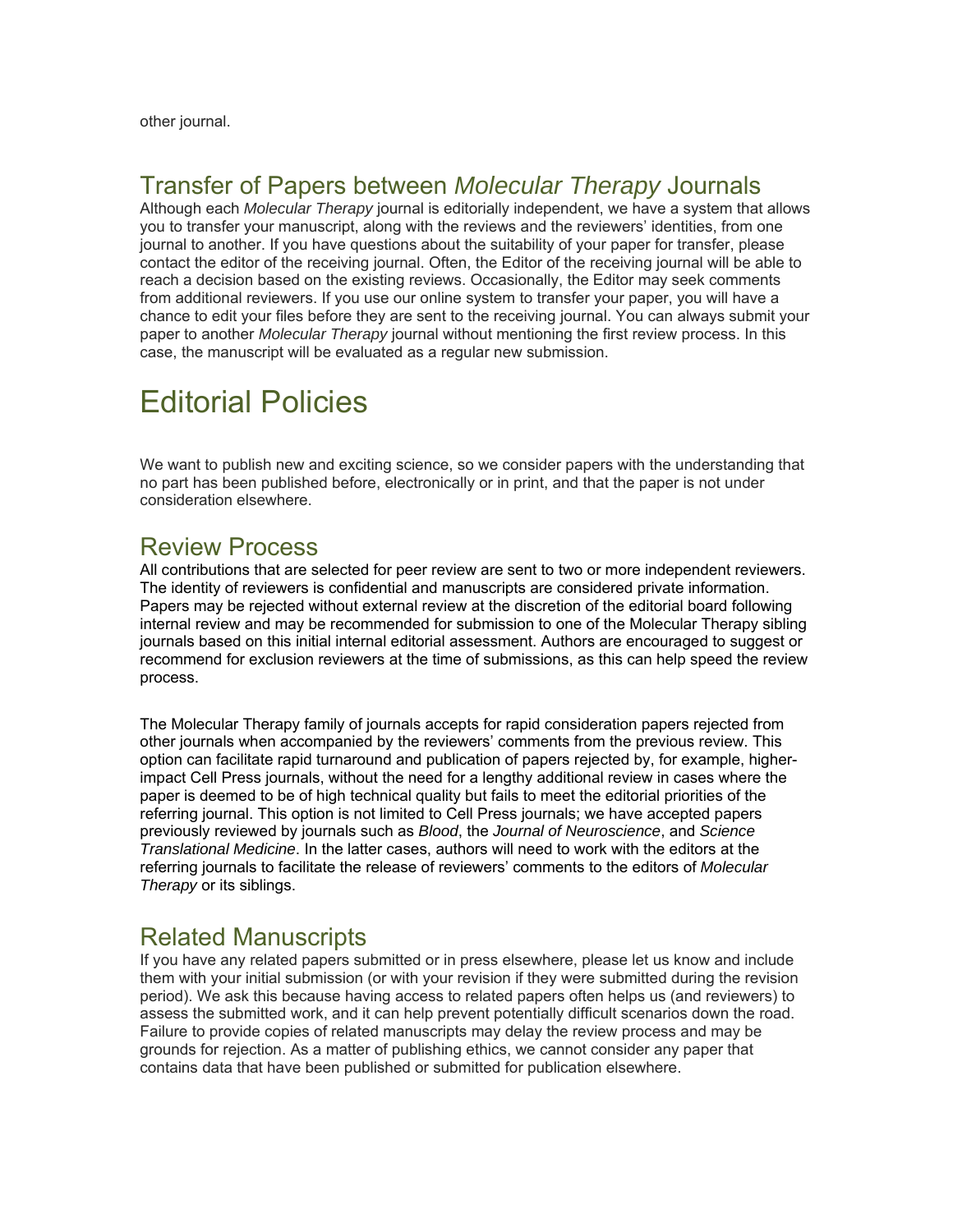other journal.

## Transfer of Papers between *Molecular Therapy* Journals

Although each *Molecular Therapy* journal is editorially independent, we have a system that allows you to transfer your manuscript, along with the reviews and the reviewers' identities, from one journal to another. If you have questions about the suitability of your paper for transfer, please contact the editor of the receiving journal. Often, the Editor of the receiving journal will be able to reach a decision based on the existing reviews. Occasionally, the Editor may seek comments from additional reviewers. If you use our online system to transfer your paper, you will have a chance to edit your files before they are sent to the receiving journal. You can always submit your paper to another *Molecular Therapy* journal without mentioning the first review process. In this case, the manuscript will be evaluated as a regular new submission.

# Editorial Policies

We want to publish new and exciting science, so we consider papers with the understanding that no part has been published before, electronically or in print, and that the paper is not under consideration elsewhere.

## Review Process

All contributions that are selected for peer review are sent to two or more independent reviewers. The identity of reviewers is confidential and manuscripts are considered private information. Papers may be rejected without external review at the discretion of the editorial board following internal review and may be recommended for submission to one of the Molecular Therapy sibling journals based on this initial internal editorial assessment. Authors are encouraged to suggest or recommend for exclusion reviewers at the time of submissions, as this can help speed the review process.

The Molecular Therapy family of journals accepts for rapid consideration papers rejected from other journals when accompanied by the reviewers' comments from the previous review. This option can facilitate rapid turnaround and publication of papers rejected by, for example, higher-impact Cell Press journals, without the need for a lengthy additional review in cases where the paper is deemed to be of high technical quality but fails to meet the editorial priorities of the referring journal. This option is not limited to Cell Press journals; we have accepted papers previously reviewed by journals such as *Blood*, the *Journal of Neuroscience*, and *Science Translational Medicine*. In the latter cases, authors will need to work with the editors at the referring journals to facilitate the release of reviewers' comments to the editors of *Molecular Therapy* or its siblings.

## Related Manuscripts

If you have any related papers submitted or in press elsewhere, please let us know and include them with your initial submission (or with your revision if they were submitted during the revision period). We ask this because having access to related papers often helps us (and reviewers) to assess the submitted work, and it can help prevent potentially difficult scenarios down the road. Failure to provide copies of related manuscripts may delay the review process and may be grounds for rejection. As a matter of publishing ethics, we cannot consider any paper that contains data that have been published or submitted for publication elsewhere.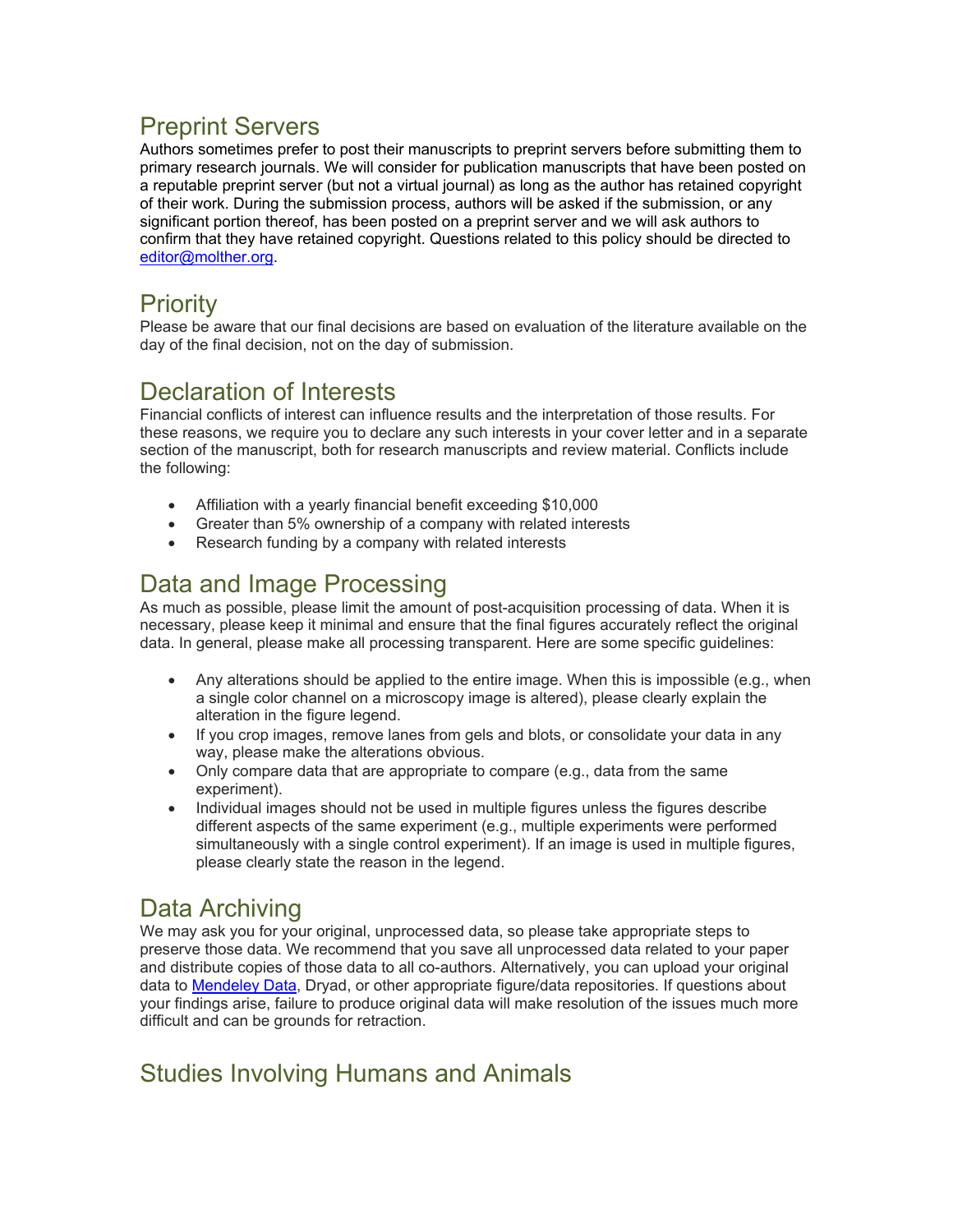## Preprint Servers

Authors sometimes prefer to post their manuscripts to preprint servers before submitting them to primary research journals. We will consider for publication manuscripts that have been posted on a reputable preprint server (but not a virtual journal) as long as the author has retained copyright of their work. During the submission process, authors will be asked if the submission, or any significant portion thereof, has been posted on a preprint server and we will ask authors to confirm that they have retained copyright. Questions related to this policy should be directed to [editor@molther.org](mailto:editor@molther.org).

## Priority

Please be aware that our final decisions are based on evaluation of the literature available on the day of the final decision, not on the day of submission.

## Declaration of Interests

Financial conflicts of interest can influence results and the interpretation of those results. For these reasons, we require you to declare any such interests in your cover letter and in a separate section of the manuscript, both for research manuscripts and review material. Conflicts include the following:

- Affiliation with a yearly financial benefit exceeding $10,000
- Greater than 5% ownership of a company with related interests
- Research funding by a company with related interests

## Data and Image Processing

As much as possible, please limit the amount of post-acquisition processing of data. When it is necessary, please keep it minimal and ensure that the final figures accurately reflect the original data. In general, please make all processing transparent. Here are some specific guidelines:

- Any alterations should be applied to the entire image. When this is impossible (e.g., when a single color channel on a microscopy image is altered), please clearly explain the alteration in the figure legend.
- If you crop images, remove lanes from gels and blots, or consolidate your data in any way, please make the alterations obvious.
- Only compare data that are appropriate to compare (e.g., data from the same experiment).
- Individual images should not be used in multiple figures unless the figures describe different aspects of the same experiment (e.g., multiple experiments were performed simultaneously with a single control experiment). If an image is used in multiple figures, please clearly state the reason in the legend.

## Data Archiving

We may ask you for your original, unprocessed data, so please take appropriate steps to preserve those data. We recommend that you save all unprocessed data related to your paper and distribute copies of those data to all co-authors. Alternatively, you can upload your original data to Mendeley Data, Dryad, or other appropriate figure/data repositories. If questions about your findings arise, failure to produce original data will make resolution of the issues much more difficult and can be grounds for retraction.

## Studies Involving Humans and Animals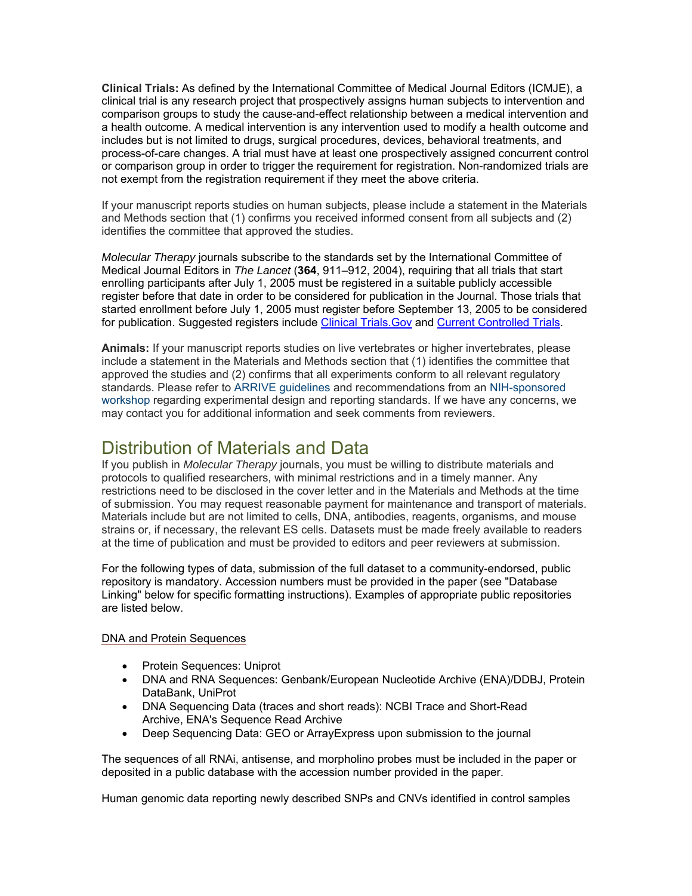**Clinical Trials:** As defined by the International Committee of Medical Journal Editors (ICMJE), a clinical trial is any research project that prospectively assigns human subjects to intervention and comparison groups to study the cause-and-effect relationship between a medical intervention and a health outcome. A medical intervention is any intervention used to modify a health outcome and includes but is not limited to drugs, surgical procedures, devices, behavioral treatments, and process-of-care changes. A trial must have at least one prospectively assigned concurrent control or comparison group in order to trigger the requirement for registration. Non-randomized trials are not exempt from the registration requirement if they meet the above criteria.

If your manuscript reports studies on human subjects, please include a statement in the Materials and Methods section that (1) confirms you received informed consent from all subjects and (2) identifies the committee that approved the studies.

*Molecular Therapy* journals subscribe to the standards set by the International Committee of Medical Journal Editors in *The Lancet* (**364**, 911–912, 2004), requiring that all trials that start enrolling participants after July 1, 2005 must be registered in a suitable publicly accessible register before that date in order to be considered for publication in the Journal. Those trials that started enrollment before July 1, 2005 must register before September 13, 2005 to be considered for publication. Suggested registers include Clinical Trials.Gov and Current Controlled Trials.

**Animals:** If your manuscript reports studies on live vertebrates or higher invertebrates, please include a statement in the Materials and Methods section that (1) identifies the committee that approved the studies and (2) confirms that all experiments conform to all relevant regulatory standards. Please refer to ARRIVE guidelines and recommendations from an NIH-sponsored workshop regarding experimental design and reporting standards. If we have any concerns, we may contact you for additional information and seek comments from reviewers.

# Distribution of Materials and Data

If you publish in *Molecular Therapy* journals, you must be willing to distribute materials and protocols to qualified researchers, with minimal restrictions and in a timely manner. Any restrictions need to be disclosed in the cover letter and in the Materials and Methods at the time of submission. You may request reasonable payment for maintenance and transport of materials. Materials include but are not limited to cells, DNA, antibodies, reagents, organisms, and mouse strains or, if necessary, the relevant ES cells. Datasets must be made freely available to readers at the time of publication and must be provided to editors and peer reviewers at submission.

For the following types of data, submission of the full dataset to a community-endorsed, public repository is mandatory. Accession numbers must be provided in the paper (see "Database Linking" below for specific formatting instructions). Examples of appropriate public repositories are listed below.

DNA and Protein Sequences

- Protein Sequences: Uniprot
- DNA and RNA Sequences: Genbank/European Nucleotide Archive (ENA)/DDBJ, Protein DataBank, UniProt
- DNA Sequencing Data (traces and short reads): NCBI Trace and Short-Read Archive, ENA's Sequence Read Archive
- Deep Sequencing Data: GEO or ArrayExpress upon submission to the journal

The sequences of all RNAi, antisense, and morpholino probes must be included in the paper or deposited in a public database with the accession number provided in the paper.

Human genomic data reporting newly described SNPs and CNVs identified in control samples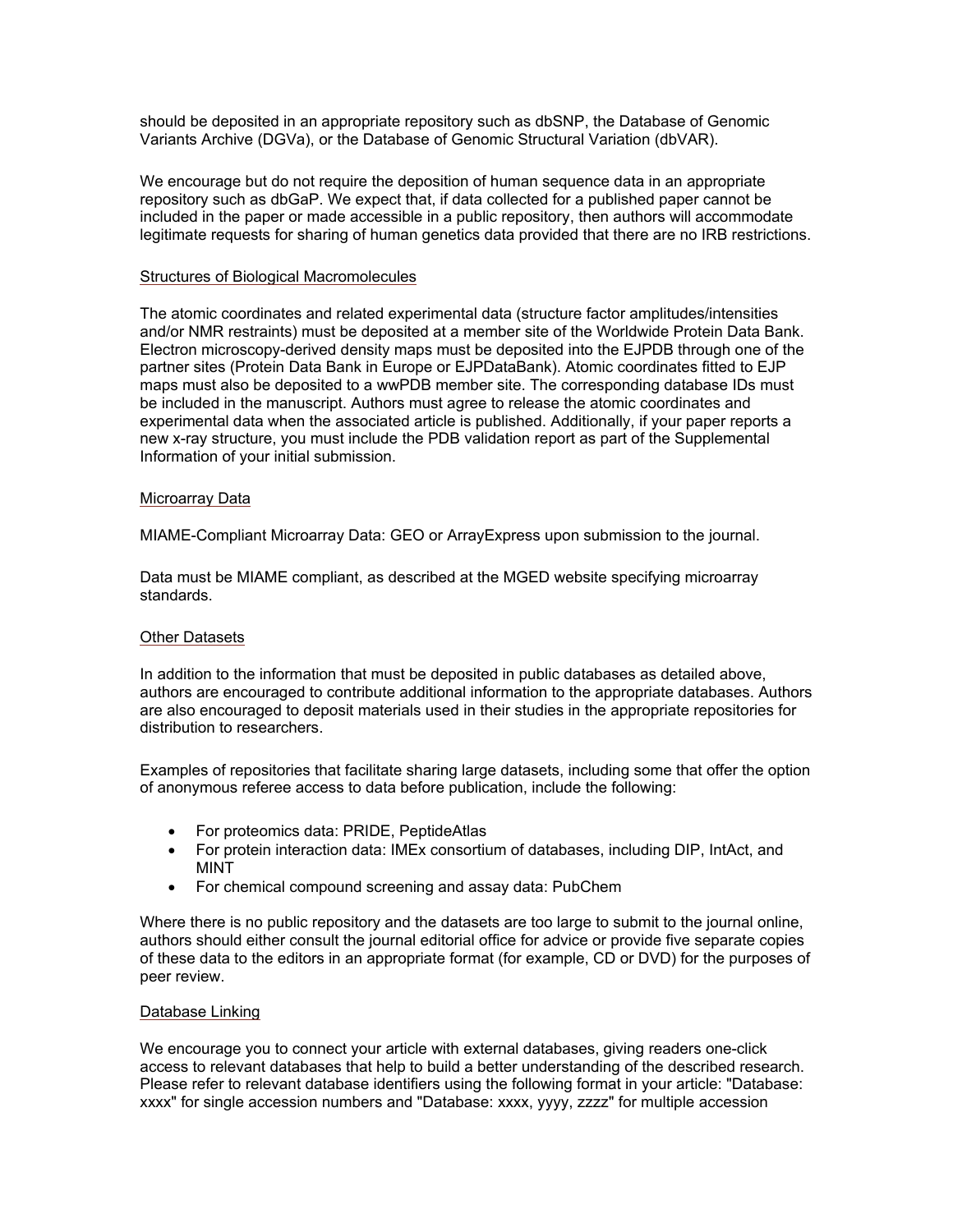should be deposited in an appropriate repository such as dbSNP, the Database of Genomic Variants Archive (DGVa), or the Database of Genomic Structural Variation (dbVAR).

We encourage but do not require the deposition of human sequence data in an appropriate repository such as dbGaP. We expect that, if data collected for a published paper cannot be included in the paper or made accessible in a public repository, then authors will accommodate legitimate requests for sharing of human genetics data provided that there are no IRB restrictions.

### Structures of Biological Macromolecules

The atomic coordinates and related experimental data (structure factor amplitudes/intensities and/or NMR restraints) must be deposited at a member site of the Worldwide Protein Data Bank. Electron microscopy-derived density maps must be deposited into the EJPDB through one of the partner sites (Protein Data Bank in Europe or EJPDataBank). Atomic coordinates fitted to EJP maps must also be deposited to a wwPDB member site. The corresponding database IDs must be included in the manuscript. Authors must agree to release the atomic coordinates and experimental data when the associated article is published. Additionally, if your paper reports a new x-ray structure, you must include the PDB validation report as part of the Supplemental Information of your initial submission.

### Microarray Data

MIAME-Compliant Microarray Data: GEO or ArrayExpress upon submission to the journal.

Data must be MIAME compliant, as described at the MGED website specifying microarray standards.

### Other Datasets

In addition to the information that must be deposited in public databases as detailed above, authors are encouraged to contribute additional information to the appropriate databases. Authors are also encouraged to deposit materials used in their studies in the appropriate repositories for distribution to researchers.

Examples of repositories that facilitate sharing large datasets, including some that offer the option of anonymous referee access to data before publication, include the following:

- For proteomics data: PRIDE, PeptideAtlas
- For protein interaction data: IMEx consortium of databases, including DIP, IntAct, and MINT
- For chemical compound screening and assay data: PubChem

Where there is no public repository and the datasets are too large to submit to the journal online, authors should either consult the journal editorial office for advice or provide five separate copies of these data to the editors in an appropriate format (for example, CD or DVD) for the purposes of peer review.

### Database Linking

We encourage you to connect your article with external databases, giving readers one-click access to relevant databases that help to build a better understanding of the described research. Please refer to relevant database identifiers using the following format in your article: "Database: xxxx" for single accession numbers and "Database: xxxx, yyyy, zzzz" for multiple accession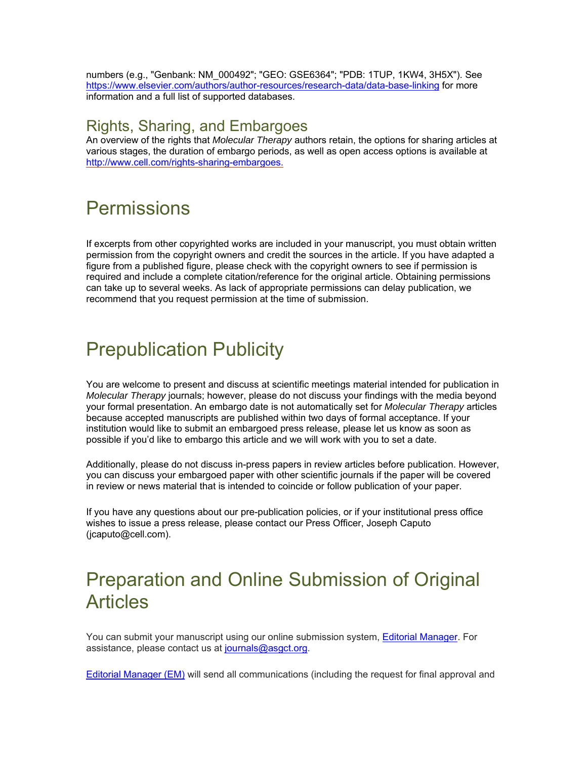numbers (e.g., "Genbank: NM_000492"; "GEO: GSE6364"; "PDB: 1TUP, 1KW4, 3H5X"). See https://www.elsevier.com/authors/author-resources/research-data/data-base-linking for more information and a full list of supported databases.

## Rights, Sharing, and Embargoes

An overview of the rights that *Molecular Therapy* authors retain, the options for sharing articles at various stages, the duration of embargo periods, as well as open access options is available at http://www.cell.com/rights-sharing-embargoes.

# Permissions

If excerpts from other copyrighted works are included in your manuscript, you must obtain written permission from the copyright owners and credit the sources in the article. If you have adapted a figure from a published figure, please check with the copyright owners to see if permission is required and include a complete citation/reference for the original article. Obtaining permissions can take up to several weeks. As lack of appropriate permissions can delay publication, we recommend that you request permission at the time of submission.

# Prepublication Publicity

You are welcome to present and discuss at scientific meetings material intended for publication in *Molecular Therapy* journals; however, please do not discuss your findings with the media beyond your formal presentation. An embargo date is not automatically set for *Molecular Therapy* articles because accepted manuscripts are published within two days of formal acceptance. If your institution would like to submit an embargoed press release, please let us know as soon as possible if you'd like to embargo this article and we will work with you to set a date.

Additionally, please do not discuss in-press papers in review articles before publication. However, you can discuss your embargoed paper with other scientific journals if the paper will be covered in review or news material that is intended to coincide or follow publication of your paper.

If you have any questions about our pre-publication policies, or if your institutional press office wishes to issue a press release, please contact our Press Officer, Joseph Caputo (jcaputo@cell.com).

# Preparation and Online Submission of Original Articles

You can submit your manuscript using our online submission system, Editorial Manager. For assistance, please contact us at journals@asgct.org.

Editorial Manager (EM) will send all communications (including the request for final approval and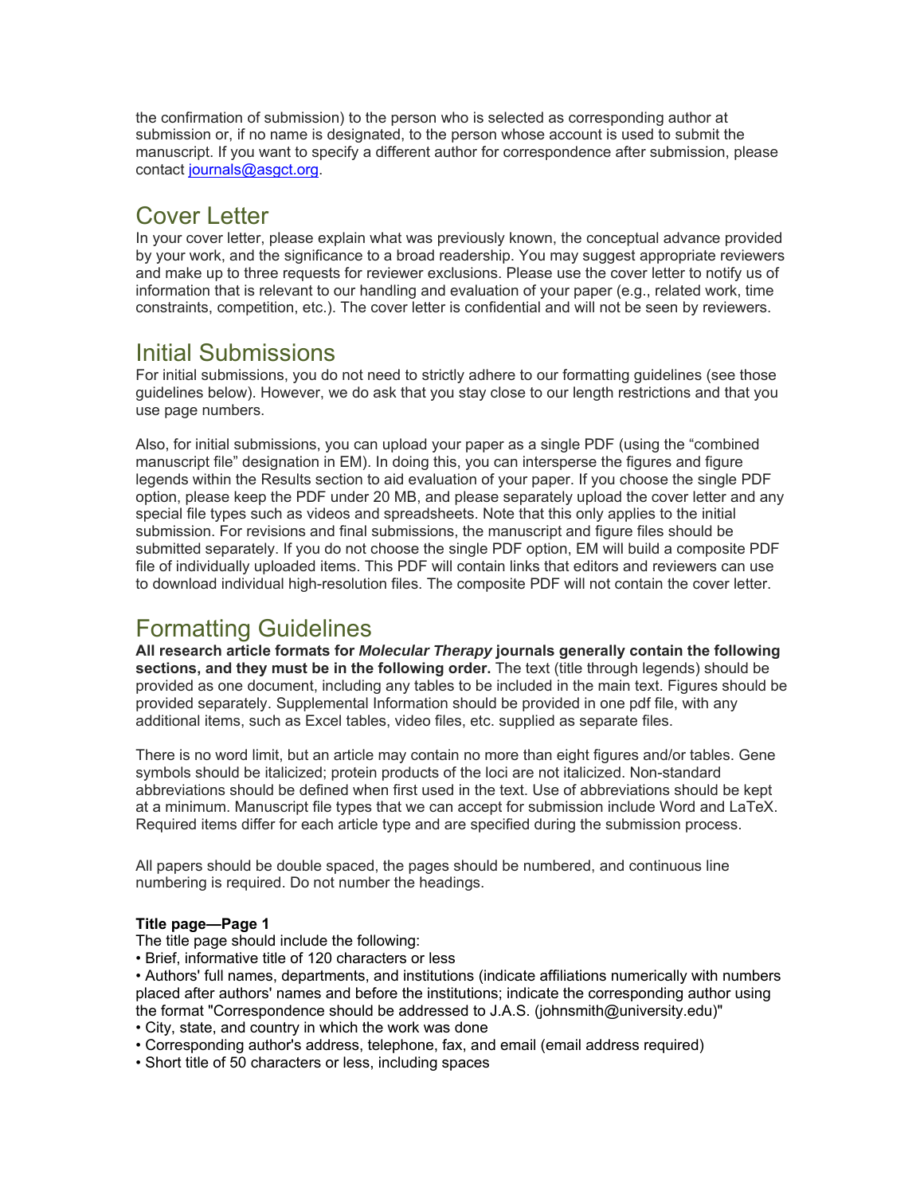the confirmation of submission) to the person who is selected as corresponding author at submission or, if no name is designated, to the person whose account is used to submit the manuscript. If you want to specify a different author for correspondence after submission, please contact journals@asgct.org.

## Cover Letter

In your cover letter, please explain what was previously known, the conceptual advance provided by your work, and the significance to a broad readership. You may suggest appropriate reviewers and make up to three requests for reviewer exclusions. Please use the cover letter to notify us of information that is relevant to our handling and evaluation of your paper (e.g., related work, time constraints, competition, etc.). The cover letter is confidential and will not be seen by reviewers.

## Initial Submissions

For initial submissions, you do not need to strictly adhere to our formatting guidelines (see those guidelines below). However, we do ask that you stay close to our length restrictions and that you use page numbers.

Also, for initial submissions, you can upload your paper as a single PDF (using the "combined manuscript file" designation in EM). In doing this, you can intersperse the figures and figure legends within the Results section to aid evaluation of your paper. If you choose the single PDF option, please keep the PDF under 20 MB, and please separately upload the cover letter and any special file types such as videos and spreadsheets. Note that this only applies to the initial submission. For revisions and final submissions, the manuscript and figure files should be submitted separately. If you do not choose the single PDF option, EM will build a composite PDF file of individually uploaded items. This PDF will contain links that editors and reviewers can use to download individual high-resolution files. The composite PDF will not contain the cover letter.

## Formatting Guidelines

**All research article formats for *Molecular Therapy* journals generally contain the following sections, and they must be in the following order.** The text (title through legends) should be provided as one document, including any tables to be included in the main text. Figures should be provided separately. Supplemental Information should be provided in one pdf file, with any additional items, such as Excel tables, video files, etc. supplied as separate files.

There is no word limit, but an article may contain no more than eight figures and/or tables. Gene symbols should be italicized; protein products of the loci are not italicized. Non-standard abbreviations should be defined when first used in the text. Use of abbreviations should be kept at a minimum. Manuscript file types that we can accept for submission include Word and LaTeX. Required items differ for each article type and are specified during the submission process.

All papers should be double spaced, the pages should be numbered, and continuous line numbering is required. Do not number the headings.

**Title page—Page 1**

The title page should include the following:

- Brief, informative title of 120 characters or less
- Authors' full names, departments, and institutions (indicate affiliations numerically with numbers placed after authors' names and before the institutions; indicate the corresponding author using the format "Correspondence should be addressed to J.A.S. (johnsmith@university.edu)"
- City, state, and country in which the work was done
- Corresponding author's address, telephone, fax, and email (email address required)
- Short title of 50 characters or less, including spaces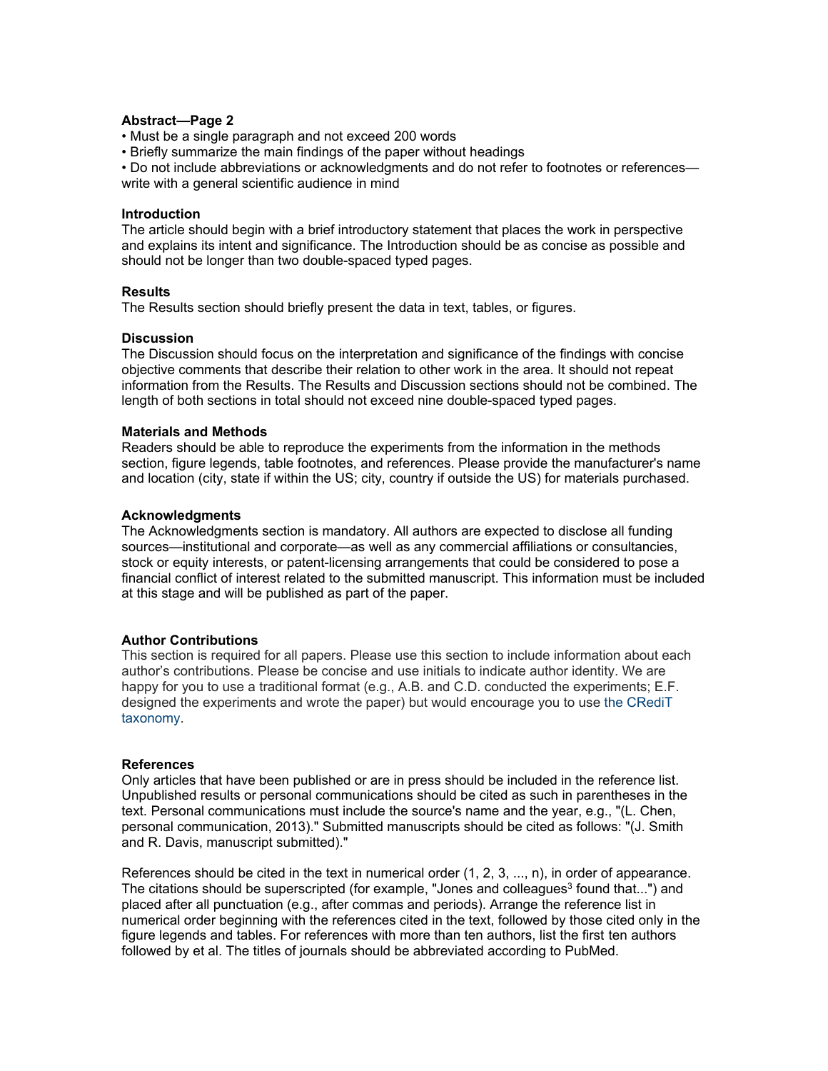**Abstract—Page 2**

- Must be a single paragraph and not exceed 200 words
- Briefly summarize the main findings of the paper without headings
- Do not include abbreviations or acknowledgments and do not refer to footnotes or references—write with a general scientific audience in mind

**Introduction**

The article should begin with a brief introductory statement that places the work in perspective and explains its intent and significance. The Introduction should be as concise as possible and should not be longer than two double-spaced typed pages.

**Results**

The Results section should briefly present the data in text, tables, or figures.

**Discussion**

The Discussion should focus on the interpretation and significance of the findings with concise objective comments that describe their relation to other work in the area. It should not repeat information from the Results. The Results and Discussion sections should not be combined. The length of both sections in total should not exceed nine double-spaced typed pages.

**Materials and Methods**

Readers should be able to reproduce the experiments from the information in the methods section, figure legends, table footnotes, and references. Please provide the manufacturer's name and location (city, state if within the US; city, country if outside the US) for materials purchased.

**Acknowledgments**

The Acknowledgments section is mandatory. All authors are expected to disclose all funding sources—institutional and corporate—as well as any commercial affiliations or consultancies, stock or equity interests, or patent-licensing arrangements that could be considered to pose a financial conflict of interest related to the submitted manuscript. This information must be included at this stage and will be published as part of the paper.

**Author Contributions**

This section is required for all papers. Please use this section to include information about each author's contributions. Please be concise and use initials to indicate author identity. We are happy for you to use a traditional format (e.g., A.B. and C.D. conducted the experiments; E.F. designed the experiments and wrote the paper) but would encourage you to use the CRediT taxonomy.

**References**

Only articles that have been published or are in press should be included in the reference list. Unpublished results or personal communications should be cited as such in parentheses in the text. Personal communications must include the source's name and the year, e.g., "(L. Chen, personal communication, 2013)." Submitted manuscripts should be cited as follows: "(J. Smith and R. Davis, manuscript submitted)."

References should be cited in the text in numerical order (1, 2, 3, ..., n), in order of appearance. The citations should be superscripted (for example, "Jones and colleagues[3] found that...") and placed after all punctuation (e.g., after commas and periods). Arrange the reference list in numerical order beginning with the references cited in the text, followed by those cited only in the figure legends and tables. For references with more than ten authors, list the first ten authors followed by et al. The titles of journals should be abbreviated according to PubMed.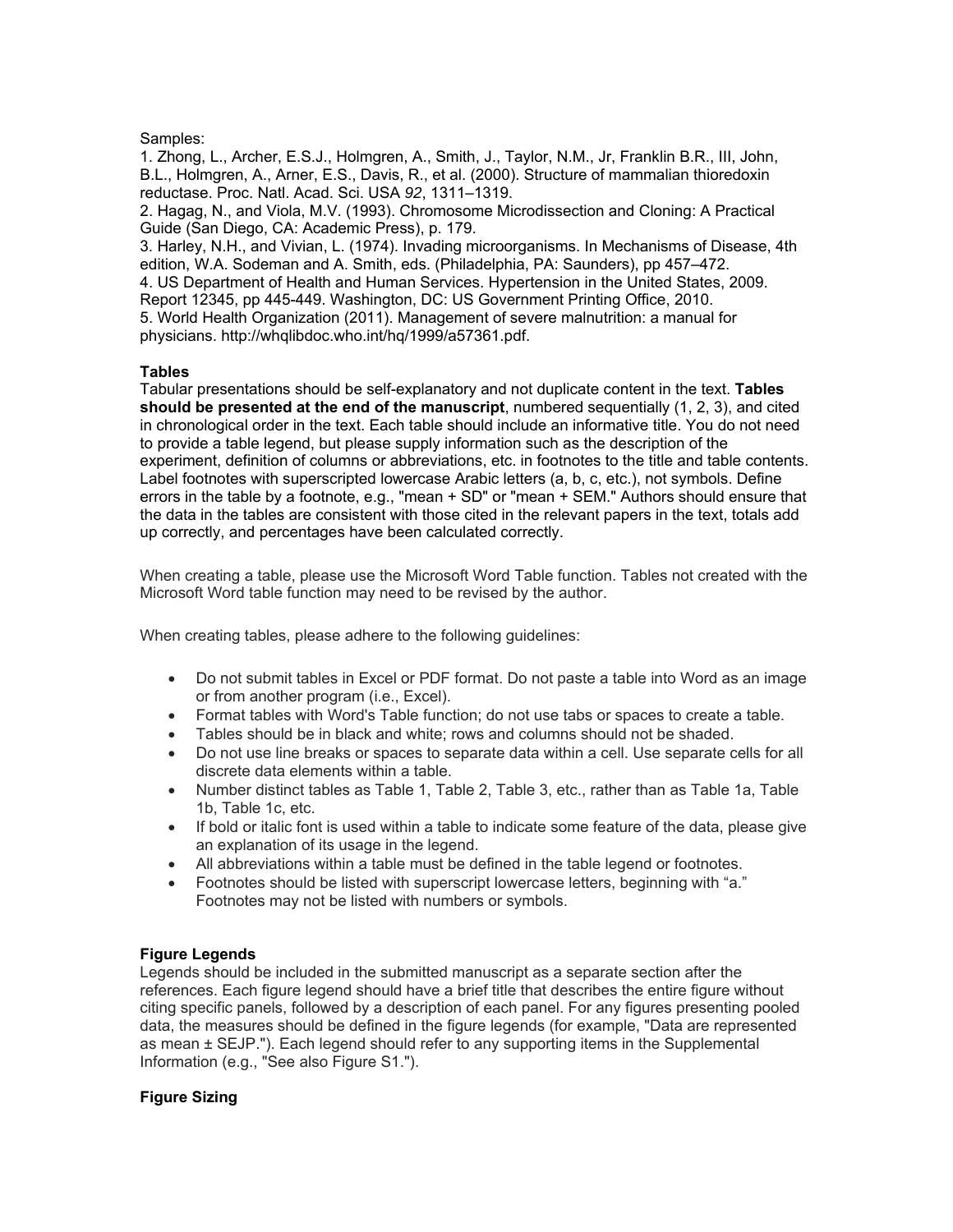Samples:

1. Zhong, L., Archer, E.S.J., Holmgren, A., Smith, J., Taylor, N.M., Jr, Franklin B.R., III, John, B.L., Holmgren, A., Arner, E.S., Davis, R., et al. (2000). Structure of mammalian thioredoxin reductase. Proc. Natl. Acad. Sci. USA *92*, 1311–1319.
2. Hagag, N., and Viola, M.V. (1993). Chromosome Microdissection and Cloning: A Practical Guide (San Diego, CA: Academic Press), p. 179.
3. Harley, N.H., and Vivian, L. (1974). Invading microorganisms. In Mechanisms of Disease, 4th edition, W.A. Sodeman and A. Smith, eds. (Philadelphia, PA: Saunders), pp 457–472.
4. US Department of Health and Human Services. Hypertension in the United States, 2009. Report 12345, pp 445-449. Washington, DC: US Government Printing Office, 2010.
5. World Health Organization (2011). Management of severe malnutrition: a manual for physicians. http://whqlibdoc.who.int/hq/1999/a57361.pdf.

**Tables**

Tabular presentations should be self-explanatory and not duplicate content in the text. **Tables should be presented at the end of the manuscript**, numbered sequentially (1, 2, 3), and cited in chronological order in the text. Each table should include an informative title. You do not need to provide a table legend, but please supply information such as the description of the experiment, definition of columns or abbreviations, etc. in footnotes to the title and table contents. Label footnotes with superscripted lowercase Arabic letters (a, b, c, etc.), not symbols. Define errors in the table by a footnote, e.g., "mean + SD" or "mean + SEM." Authors should ensure that the data in the tables are consistent with those cited in the relevant papers in the text, totals add up correctly, and percentages have been calculated correctly.

When creating a table, please use the Microsoft Word Table function. Tables not created with the Microsoft Word table function may need to be revised by the author.

When creating tables, please adhere to the following guidelines:

- Do not submit tables in Excel or PDF format. Do not paste a table into Word as an image or from another program (i.e., Excel).
- Format tables with Word's Table function; do not use tabs or spaces to create a table.
- Tables should be in black and white; rows and columns should not be shaded.
- Do not use line breaks or spaces to separate data within a cell. Use separate cells for all discrete data elements within a table.
- Number distinct tables as Table 1, Table 2, Table 3, etc., rather than as Table 1a, Table 1b, Table 1c, etc.
- If bold or italic font is used within a table to indicate some feature of the data, please give an explanation of its usage in the legend.
- All abbreviations within a table must be defined in the table legend or footnotes.
- Footnotes should be listed with superscript lowercase letters, beginning with "a." Footnotes may not be listed with numbers or symbols.

**Figure Legends**

Legends should be included in the submitted manuscript as a separate section after the references. Each figure legend should have a brief title that describes the entire figure without citing specific panels, followed by a description of each panel. For any figures presenting pooled data, the measures should be defined in the figure legends (for example, "Data are represented as mean ± SEJP."). Each legend should refer to any supporting items in the Supplemental Information (e.g., "See also Figure S1.").

**Figure Sizing**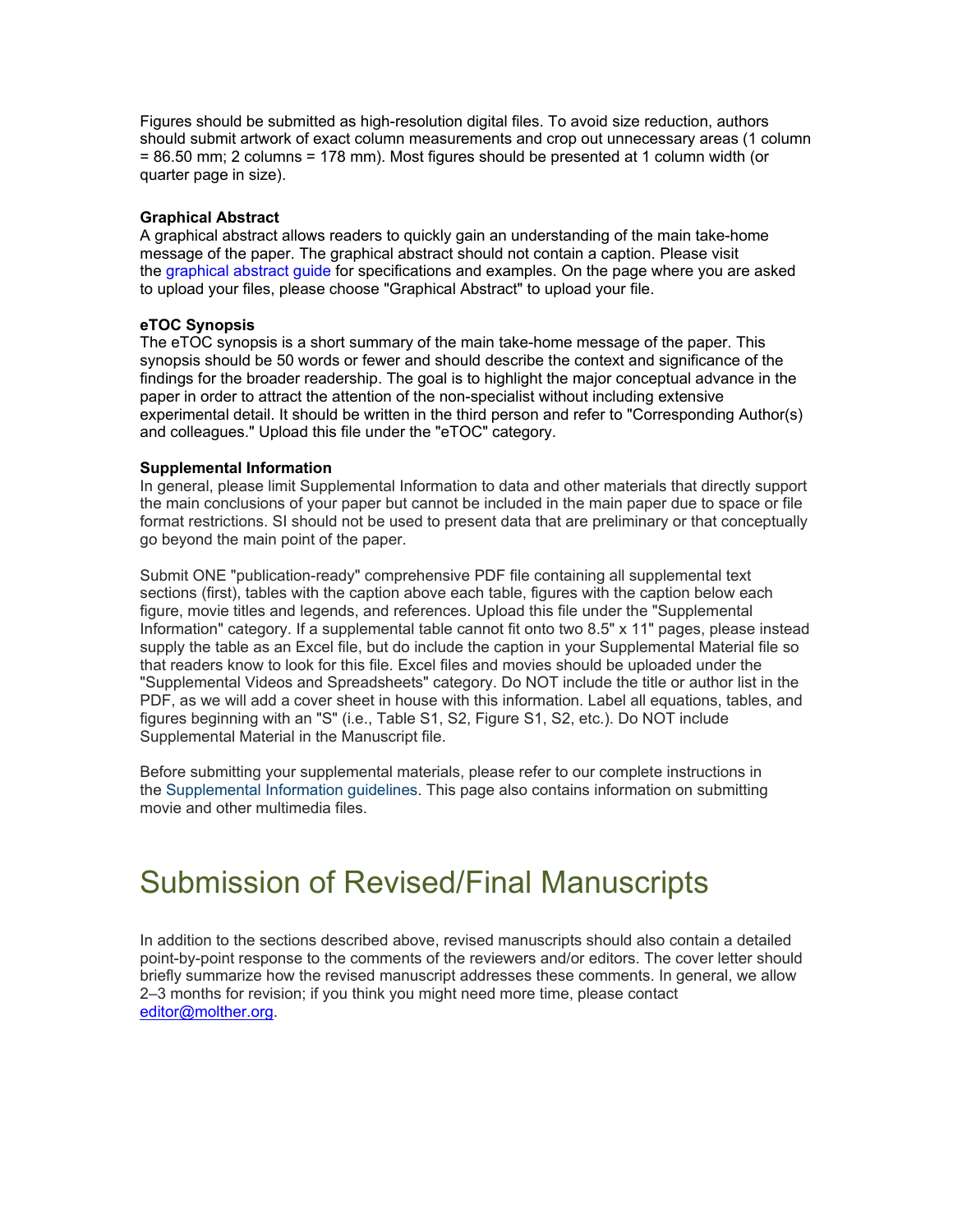Figures should be submitted as high-resolution digital files. To avoid size reduction, authors should submit artwork of exact column measurements and crop out unnecessary areas (1 column = 86.50 mm; 2 columns = 178 mm). Most figures should be presented at 1 column width (or quarter page in size).

**Graphical Abstract**
A graphical abstract allows readers to quickly gain an understanding of the main take-home message of the paper. The graphical abstract should not contain a caption. Please visit the graphical abstract guide for specifications and examples. On the page where you are asked to upload your files, please choose "Graphical Abstract" to upload your file.

**eTOC Synopsis**
The eTOC synopsis is a short summary of the main take-home message of the paper. This synopsis should be 50 words or fewer and should describe the context and significance of the findings for the broader readership. The goal is to highlight the major conceptual advance in the paper in order to attract the attention of the non-specialist without including extensive experimental detail. It should be written in the third person and refer to "Corresponding Author(s) and colleagues." Upload this file under the "eTOC" category.

**Supplemental Information**
In general, please limit Supplemental Information to data and other materials that directly support the main conclusions of your paper but cannot be included in the main paper due to space or file format restrictions. SI should not be used to present data that are preliminary or that conceptually go beyond the main point of the paper.

Submit ONE "publication-ready" comprehensive PDF file containing all supplemental text sections (first), tables with the caption above each table, figures with the caption below each figure, movie titles and legends, and references. Upload this file under the "Supplemental Information" category. If a supplemental table cannot fit onto two 8.5" x 11" pages, please instead supply the table as an Excel file, but do include the caption in your Supplemental Material file so that readers know to look for this file. Excel files and movies should be uploaded under the "Supplemental Videos and Spreadsheets" category. Do NOT include the title or author list in the PDF, as we will add a cover sheet in house with this information. Label all equations, tables, and figures beginning with an "S" (i.e., Table S1, S2, Figure S1, S2, etc.). Do NOT include Supplemental Material in the Manuscript file.

Before submitting your supplemental materials, please refer to our complete instructions in the Supplemental Information guidelines. This page also contains information on submitting movie and other multimedia files.

# Submission of Revised/Final Manuscripts

In addition to the sections described above, revised manuscripts should also contain a detailed point-by-point response to the comments of the reviewers and/or editors. The cover letter should briefly summarize how the revised manuscript addresses these comments. In general, we allow 2–3 months for revision; if you think you might need more time, please contact editor@molther.org.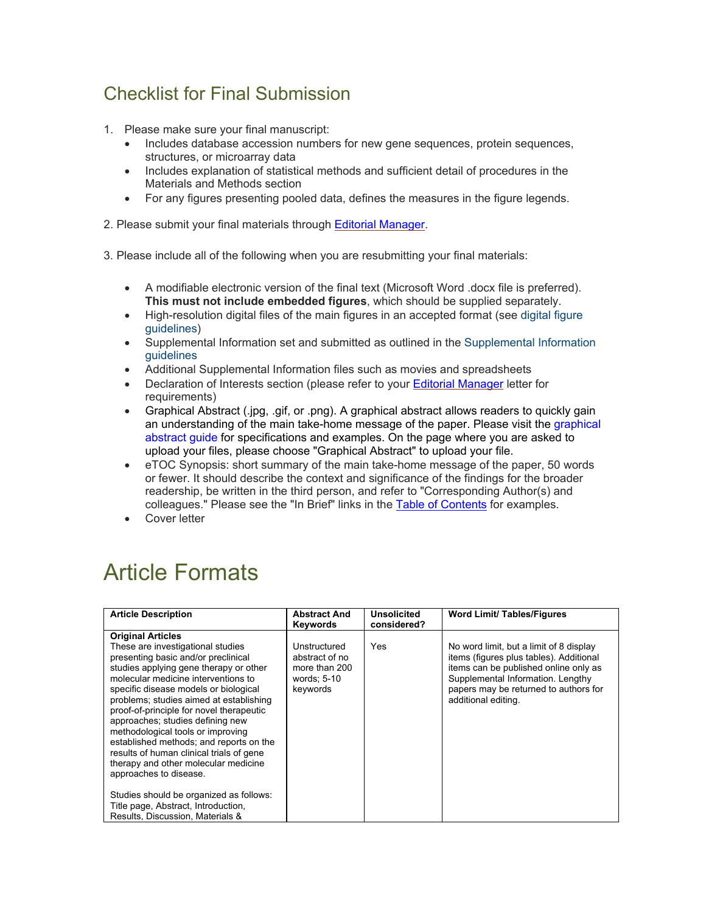## Checklist for Final Submission

1. Please make sure your final manuscript:
    - Includes database accession numbers for new gene sequences, protein sequences, structures, or microarray data
    - Includes explanation of statistical methods and sufficient detail of procedures in the Materials and Methods section
    - For any figures presenting pooled data, defines the measures in the figure legends.

2. Please submit your final materials through Editorial Manager.

3. Please include all of the following when you are resubmitting your final materials:

    - A modifiable electronic version of the final text (Microsoft Word .docx file is preferred). **This must not include embedded figures**, which should be supplied separately.
    - High-resolution digital files of the main figures in an accepted format (see digital figure guidelines)
    - Supplemental Information set and submitted as outlined in the Supplemental Information guidelines
    - Additional Supplemental Information files such as movies and spreadsheets
    - Declaration of Interests section (please refer to your Editorial Manager letter for requirements)
    - Graphical Abstract (.jpg, .gif, or .png). A graphical abstract allows readers to quickly gain an understanding of the main take-home message of the paper. Please visit the graphical abstract guide for specifications and examples. On the page where you are asked to upload your files, please choose "Graphical Abstract" to upload your file.
    - eTOC Synopsis: short summary of the main take-home message of the paper, 50 words or fewer. It should describe the context and significance of the findings for the broader readership, be written in the third person, and refer to "Corresponding Author(s) and colleagues." Please see the "In Brief" links in the Table of Contents for examples.
    - Cover letter

# Article Formats

| Article Description | Abstract And Keywords | Unsolicited considered? | Word Limit/ Tables/Figures |
|---|---|---|---|
| **Original Articles**<br>These are investigational studies presenting basic and/or preclinical studies applying gene therapy or other molecular medicine interventions to specific disease models or biological problems; studies aimed at establishing proof-of-principle for novel therapeutic approaches; studies defining new methodological tools or improving established methods; and reports on the results of human clinical trials of gene therapy and other molecular medicine approaches to disease.<br><br>Studies should be organized as follows: Title page, Abstract, Introduction, Results, Discussion, Materials & | Unstructured abstract of no more than 200 words; 5-10 keywords | Yes | No word limit, but a limit of 8 display items (figures plus tables). Additional items can be published online only as Supplemental Information. Lengthy papers may be returned to authors for additional editing. |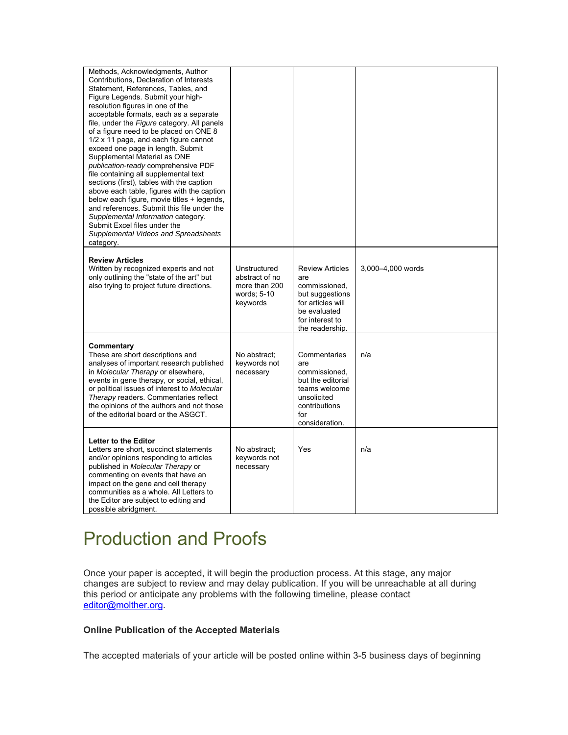| | | | |
|---|---|---|---|
| Methods, Acknowledgments, Author Contributions, Declaration of Interests Statement, References, Tables, and Figure Legends. Submit your high-resolution figures in one of the acceptable formats, each as a separate file, under the *Figure* category. All panels of a figure need to be placed on ONE 8 1/2 x 11 page, and each figure cannot exceed one page in length. Submit Supplemental Material as ONE *publication-ready* comprehensive PDF file containing all supplemental text sections (first), tables with the caption above each table, figures with the caption below each figure, movie titles + legends, and references. Submit this file under the *Supplemental Information* category. Submit Excel files under the *Supplemental Videos and Spreadsheets* category. | | | |
| **Review Articles**<br>Written by recognized experts and not only outlining the "state of the art" but also trying to project future directions. | Unstructured abstract of no more than 200 words; 5-10 keywords | Review Articles are commissioned, but suggestions for articles will be evaluated for interest to the readership. | 3,000–4,000 words |
| **Commentary**<br>These are short descriptions and analyses of important research published in *Molecular Therapy* or elsewhere, events in gene therapy, or social, ethical, or political issues of interest to *Molecular Therapy* readers. Commentaries reflect the opinions of the authors and not those of the editorial board or the ASGCT. | No abstract; keywords not necessary | Commentaries are commissioned, but the editorial teams welcome unsolicited contributions for consideration. | n/a |
| **Letter to the Editor**<br>Letters are short, succinct statements and/or opinions responding to articles published in *Molecular Therapy* or commenting on events that have an impact on the gene and cell therapy communities as a whole. All Letters to the Editor are subject to editing and possible abridgment. | No abstract; keywords not necessary | Yes | n/a |

# Production and Proofs

Once your paper is accepted, it will begin the production process. At this stage, any major changes are subject to review and may delay publication. If you will be unreachable at all during this period or anticipate any problems with the following timeline, please contact editor@molther.org.

**Online Publication of the Accepted Materials**

The accepted materials of your article will be posted online within 3-5 business days of beginning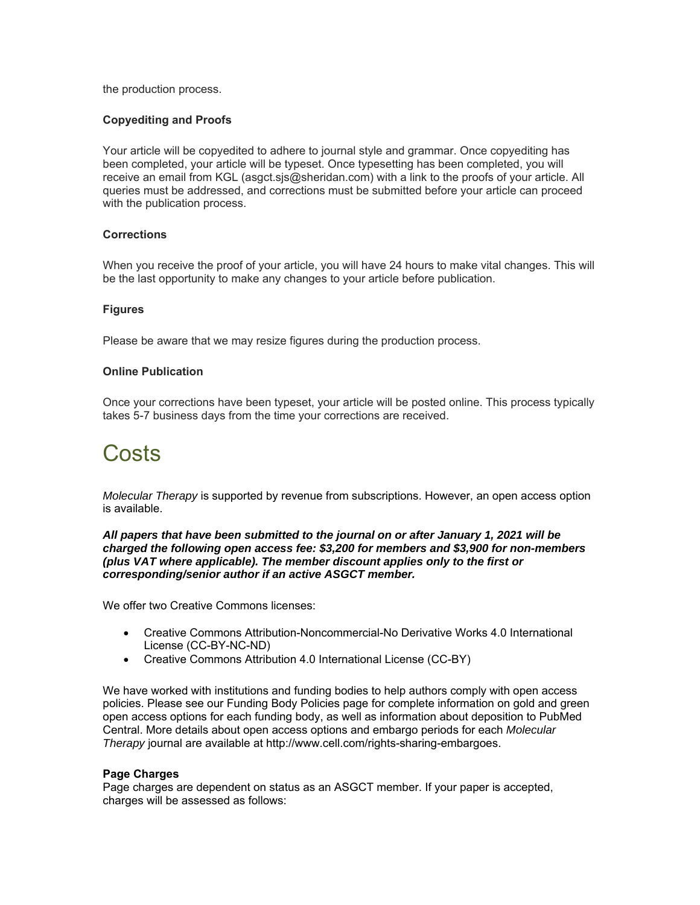the production process.

### Copyediting and Proofs

Your article will be copyedited to adhere to journal style and grammar. Once copyediting has been completed, your article will be typeset. Once typesetting has been completed, you will receive an email from KGL (asgct.sjs@sheridan.com) with a link to the proofs of your article. All queries must be addressed, and corrections must be submitted before your article can proceed with the publication process.

### Corrections

When you receive the proof of your article, you will have 24 hours to make vital changes. This will be the last opportunity to make any changes to your article before publication.

### Figures

Please be aware that we may resize figures during the production process.

### Online Publication

Once your corrections have been typeset, your article will be posted online. This process typically takes 5-7 business days from the time your corrections are received.

# Costs

*Molecular Therapy* is supported by revenue from subscriptions. However, an open access option is available.

***All papers that have been submitted to the journal on or after January 1, 2021 will be charged the following open access fee: $3,200 for members and $3,900 for non-members (plus VAT where applicable). The member discount applies only to the first or corresponding/senior author if an active ASGCT member.***

We offer two Creative Commons licenses:

- Creative Commons Attribution-Noncommercial-No Derivative Works 4.0 International License (CC-BY-NC-ND)
- Creative Commons Attribution 4.0 International License (CC-BY)

We have worked with institutions and funding bodies to help authors comply with open access policies. Please see our Funding Body Policies page for complete information on gold and green open access options for each funding body, as well as information about deposition to PubMed Central. More details about open access options and embargo periods for each *Molecular Therapy* journal are available at http://www.cell.com/rights-sharing-embargoes.

**Page Charges**
Page charges are dependent on status as an ASGCT member. If your paper is accepted, charges will be assessed as follows: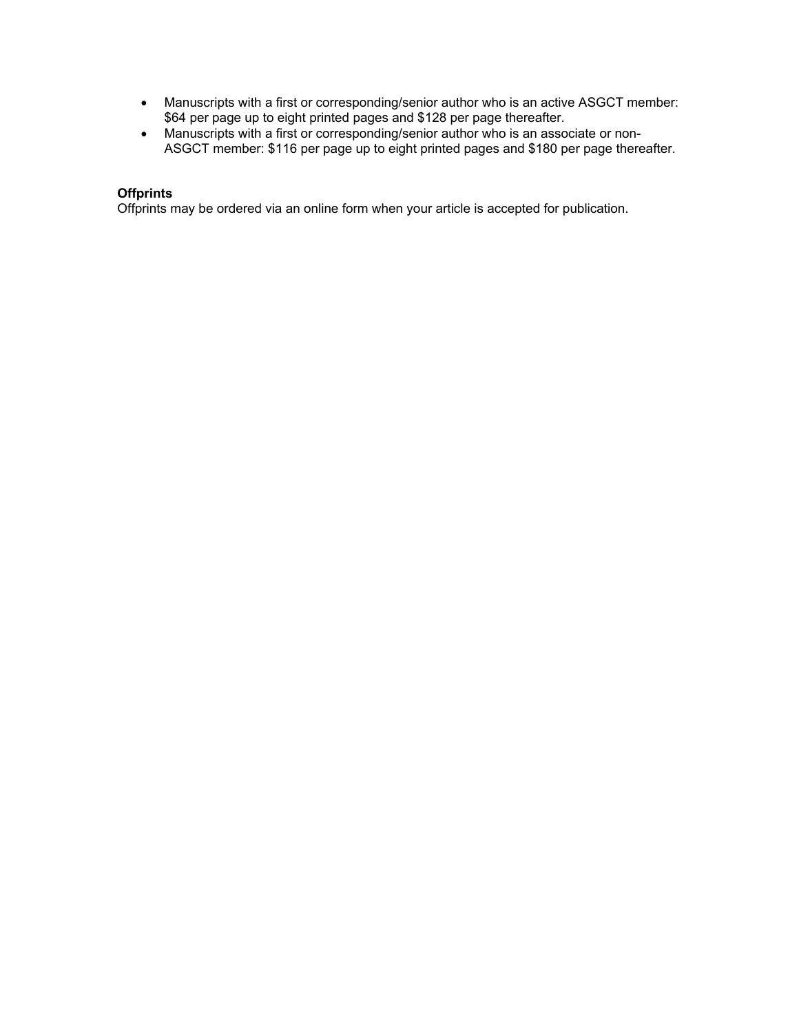- Manuscripts with a first or corresponding/senior author who is an active ASGCT member: $64 per page up to eight printed pages and $128 per page thereafter.
- Manuscripts with a first or corresponding/senior author who is an associate or non-ASGCT member: $116 per page up to eight printed pages and $180 per page thereafter.

**Offprints**

Offprints may be ordered via an online form when your article is accepted for publication.